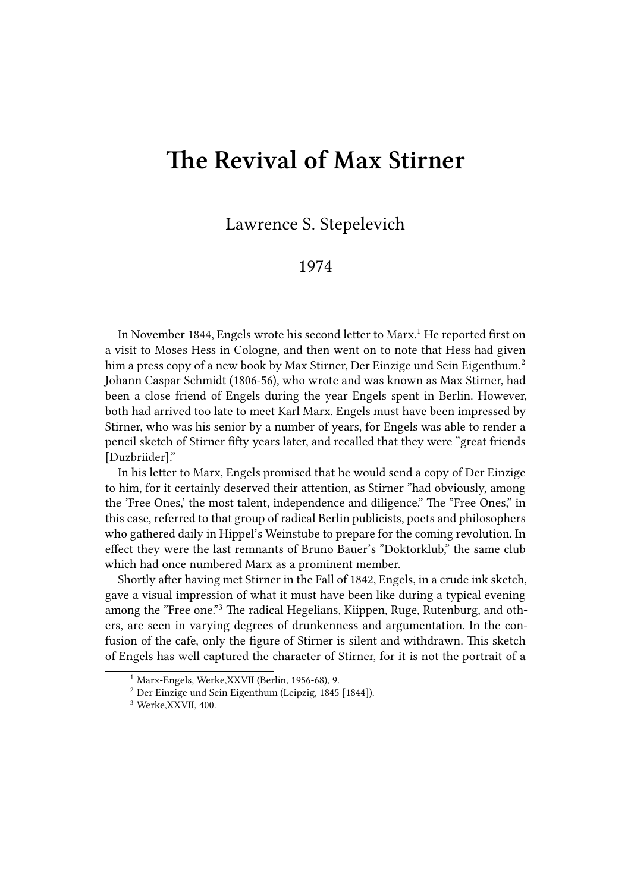# The Revival of Max Stirner

Lawrence S. Stepelevich

1974

In November 1844, Engels wrote his second letter to Marx.[1] He reported first on a visit to Moses Hess in Cologne, and then went on to note that Hess had given him a press copy of a new book by Max Stirner, Der Einzige und Sein Eigenthum.[2] Johann Caspar Schmidt (1806-56), who wrote and was known as Max Stirner, had been a close friend of Engels during the year Engels spent in Berlin. However, both had arrived too late to meet Karl Marx. Engels must have been impressed by Stirner, who was his senior by a number of years, for Engels was able to render a pencil sketch of Stirner fifty years later, and recalled that they were "great friends [Duzbriider]."

In his letter to Marx, Engels promised that he would send a copy of Der Einzige to him, for it certainly deserved their attention, as Stirner "had obviously, among the 'Free Ones,' the most talent, independence and diligence." The "Free Ones," in this case, referred to that group of radical Berlin publicists, poets and philosophers who gathered daily in Hippel's Weinstube to prepare for the coming revolution. In effect they were the last remnants of Bruno Bauer's "Doktorklub," the same club which had once numbered Marx as a prominent member.

Shortly after having met Stirner in the Fall of 1842, Engels, in a crude ink sketch, gave a visual impression of what it must have been like during a typical evening among the "Free one."[3] The radical Hegelians, Kiippen, Ruge, Rutenburg, and others, are seen in varying degrees of drunkenness and argumentation. In the confusion of the cafe, only the figure of Stirner is silent and withdrawn. This sketch of Engels has well captured the character of Stirner, for it is not the portrait of a

---

[1] Marx-Engels, Werke,XXVII (Berlin, 1956-68), 9.

[2] Der Einzige und Sein Eigenthum (Leipzig, 1845 [1844]).

[3] Werke,XXVII, 400.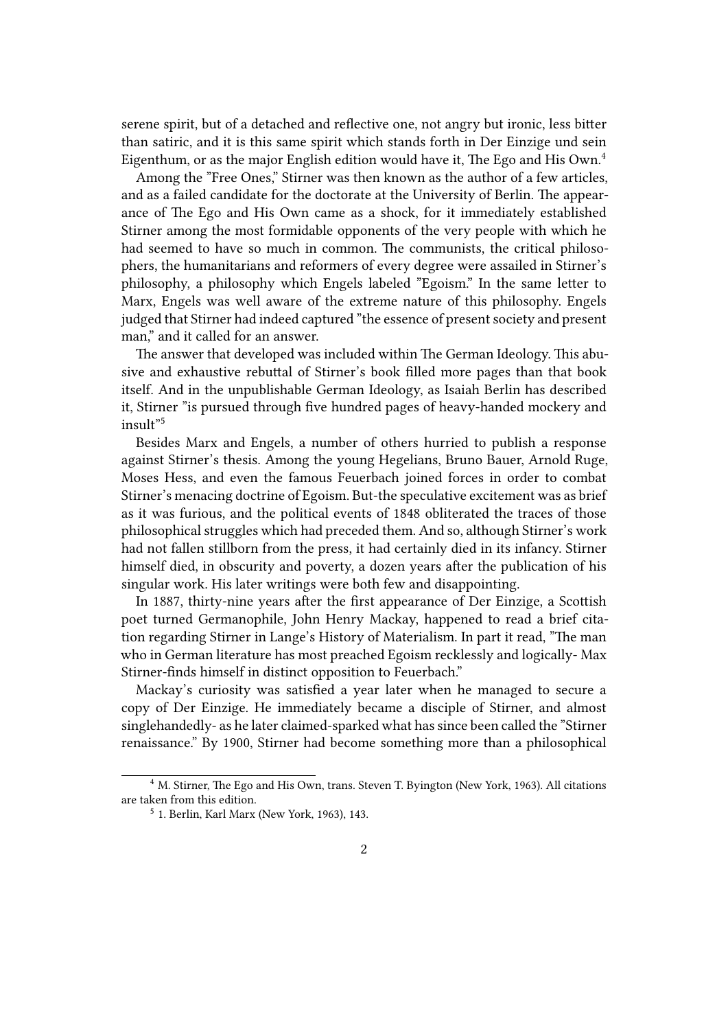serene spirit, but of a detached and reflective one, not angry but ironic, less bitter than satiric, and it is this same spirit which stands forth in Der Einzige und sein Eigenthum, or as the major English edition would have it, The Ego and His Own.[4]

Among the "Free Ones," Stirner was then known as the author of a few articles, and as a failed candidate for the doctorate at the University of Berlin. The appearance of The Ego and His Own came as a shock, for it immediately established Stirner among the most formidable opponents of the very people with which he had seemed to have so much in common. The communists, the critical philosophers, the humanitarians and reformers of every degree were assailed in Stirner's philosophy, a philosophy which Engels labeled "Egoism." In the same letter to Marx, Engels was well aware of the extreme nature of this philosophy. Engels judged that Stirner had indeed captured "the essence of present society and present man," and it called for an answer.

The answer that developed was included within The German Ideology. This abusive and exhaustive rebuttal of Stirner's book filled more pages than that book itself. And in the unpublishable German Ideology, as Isaiah Berlin has described it, Stirner "is pursued through five hundred pages of heavy-handed mockery and insult"[5]

Besides Marx and Engels, a number of others hurried to publish a response against Stirner's thesis. Among the young Hegelians, Bruno Bauer, Arnold Ruge, Moses Hess, and even the famous Feuerbach joined forces in order to combat Stirner's menacing doctrine of Egoism. But-the speculative excitement was as brief as it was furious, and the political events of 1848 obliterated the traces of those philosophical struggles which had preceded them. And so, although Stirner's work had not fallen stillborn from the press, it had certainly died in its infancy. Stirner himself died, in obscurity and poverty, a dozen years after the publication of his singular work. His later writings were both few and disappointing.

In 1887, thirty-nine years after the first appearance of Der Einzige, a Scottish poet turned Germanophile, John Henry Mackay, happened to read a brief citation regarding Stirner in Lange's History of Materialism. In part it read, "The man who in German literature has most preached Egoism recklessly and logically- Max Stirner-finds himself in distinct opposition to Feuerbach."

Mackay's curiosity was satisfied a year later when he managed to secure a copy of Der Einzige. He immediately became a disciple of Stirner, and almost singlehandedly- as he later claimed-sparked what has since been called the "Stirner renaissance." By 1900, Stirner had become something more than a philosophical

---

[4] M. Stirner, The Ego and His Own, trans. Steven T. Byington (New York, 1963). All citations are taken from this edition.

[5] 1. Berlin, Karl Marx (New York, 1963), 143.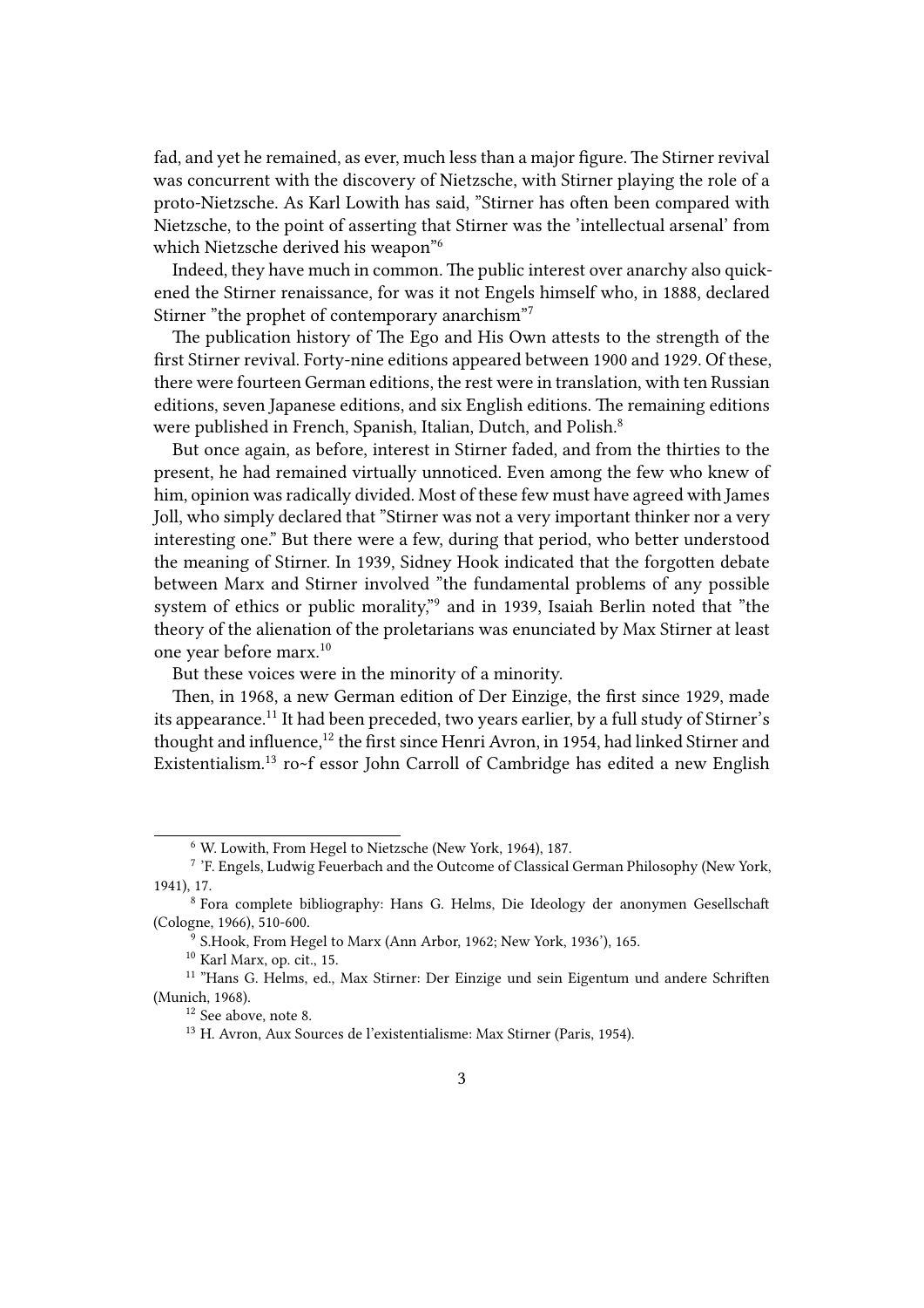fad, and yet he remained, as ever, much less than a major figure. The Stirner revival was concurrent with the discovery of Nietzsche, with Stirner playing the role of a proto-Nietzsche. As Karl Lowith has said, "Stirner has often been compared with Nietzsche, to the point of asserting that Stirner was the 'intellectual arsenal' from which Nietzsche derived his weapon"[6]

Indeed, they have much in common. The public interest over anarchy also quickened the Stirner renaissance, for was it not Engels himself who, in 1888, declared Stirner "the prophet of contemporary anarchism"[7]

The publication history of The Ego and His Own attests to the strength of the first Stirner revival. Forty-nine editions appeared between 1900 and 1929. Of these, there were fourteen German editions, the rest were in translation, with ten Russian editions, seven Japanese editions, and six English editions. The remaining editions were published in French, Spanish, Italian, Dutch, and Polish.[8]

But once again, as before, interest in Stirner faded, and from the thirties to the present, he had remained virtually unnoticed. Even among the few who knew of him, opinion was radically divided. Most of these few must have agreed with James Joll, who simply declared that "Stirner was not a very important thinker nor a very interesting one." But there were a few, during that period, who better understood the meaning of Stirner. In 1939, Sidney Hook indicated that the forgotten debate between Marx and Stirner involved "the fundamental problems of any possible system of ethics or public morality,"[9] and in 1939, Isaiah Berlin noted that "the theory of the alienation of the proletarians was enunciated by Max Stirner at least one year before marx.[10]

But these voices were in the minority of a minority.

Then, in 1968, a new German edition of Der Einzige, the first since 1929, made its appearance.[11] It had been preceded, two years earlier, by a full study of Stirner's thought and influence,[12] the first since Henri Avron, in 1954, had linked Stirner and Existentialism.[13] ro~f essor John Carroll of Cambridge has edited a new English

---

[6] W. Lowith, From Hegel to Nietzsche (New York, 1964), 187.

[7] 'F. Engels, Ludwig Feuerbach and the Outcome of Classical German Philosophy (New York, 1941), 17.

[8] Fora complete bibliography: Hans G. Helms, Die Ideology der anonymen Gesellschaft (Cologne, 1966), 510-600.

[9] S.Hook, From Hegel to Marx (Ann Arbor, 1962; New York, 1936'), 165.

[10] Karl Marx, op. cit., 15.

[11] "Hans G. Helms, ed., Max Stirner: Der Einzige und sein Eigentum und andere Schriften (Munich, 1968).

[12] See above, note 8.

[13] H. Avron, Aux Sources de l'existentialisme: Max Stirner (Paris, 1954).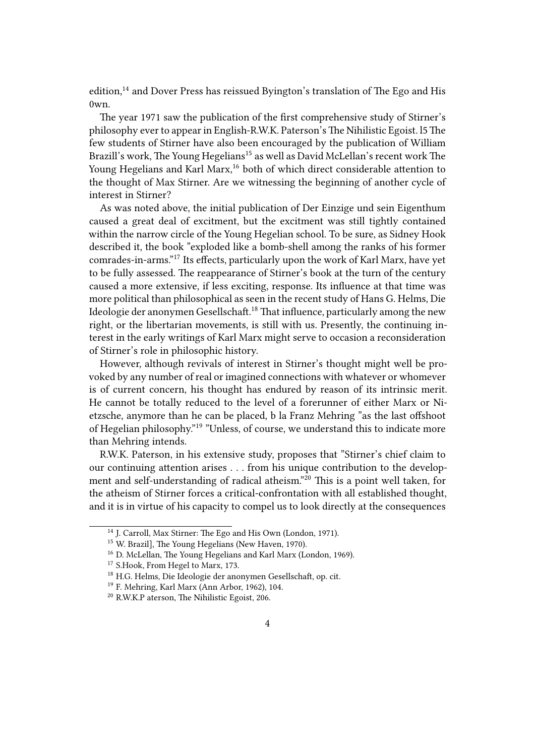edition,[14] and Dover Press has reissued Byington's translation of The Ego and His 0wn.

The year 1971 saw the publication of the first comprehensive study of Stirner's philosophy ever to appear in English-R.W.K. Paterson's The Nihilistic Egoist. l5 The few students of Stirner have also been encouraged by the publication of William Brazill's work, The Young Hegelians[15] as well as David McLellan's recent work The Young Hegelians and Karl Marx,[16] both of which direct considerable attention to the thought of Max Stirner. Are we witnessing the beginning of another cycle of interest in Stirner?

As was noted above, the initial publication of Der Einzige und sein Eigenthum caused a great deal of excitment, but the excitment was still tightly contained within the narrow circle of the Young Hegelian school. To be sure, as Sidney Hook described it, the book "exploded like a bomb-shell among the ranks of his former comrades-in-arms."[17] Its effects, particularly upon the work of Karl Marx, have yet to be fully assessed. The reappearance of Stirner's book at the turn of the century caused a more extensive, if less exciting, response. Its influence at that time was more political than philosophical as seen in the recent study of Hans G. Helms, Die Ideologie der anonymen Gesellschaft.[18] That influence, particularly among the new right, or the libertarian movements, is still with us. Presently, the continuing interest in the early writings of Karl Marx might serve to occasion a reconsideration of Stirner's role in philosophic history.

However, although revivals of interest in Stirner's thought might well be provoked by any number of real or imagined connections with whatever or whomever is of current concern, his thought has endured by reason of its intrinsic merit. He cannot be totally reduced to the level of a forerunner of either Marx or Nietzsche, anymore than he can be placed, b la Franz Mehring "as the last offshoot of Hegelian philosophy."[19] "Unless, of course, we understand this to indicate more than Mehring intends.

R.W.K. Paterson, in his extensive study, proposes that "Stirner's chief claim to our continuing attention arises . . . from his unique contribution to the development and self-understanding of radical atheism."[20] This is a point well taken, for the atheism of Stirner forces a critical-confrontation with all established thought, and it is in virtue of his capacity to compel us to look directly at the consequences

---

[14] J. Carroll, Max Stirner: The Ego and His Own (London, 1971).

[15] W. Brazil], The Young Hegelians (New Haven, 1970).

[16] D. McLellan, The Young Hegelians and Karl Marx (London, 1969).

[17] S.Hook, From Hegel to Marx, 173.

[18] H.G. Helms, Die Ideologie der anonymen Gesellschaft, op. cit.

[19] F. Mehring, Karl Marx (Ann Arbor, 1962), 104.

[20] R.W.K.P aterson, The Nihilistic Egoist, 206.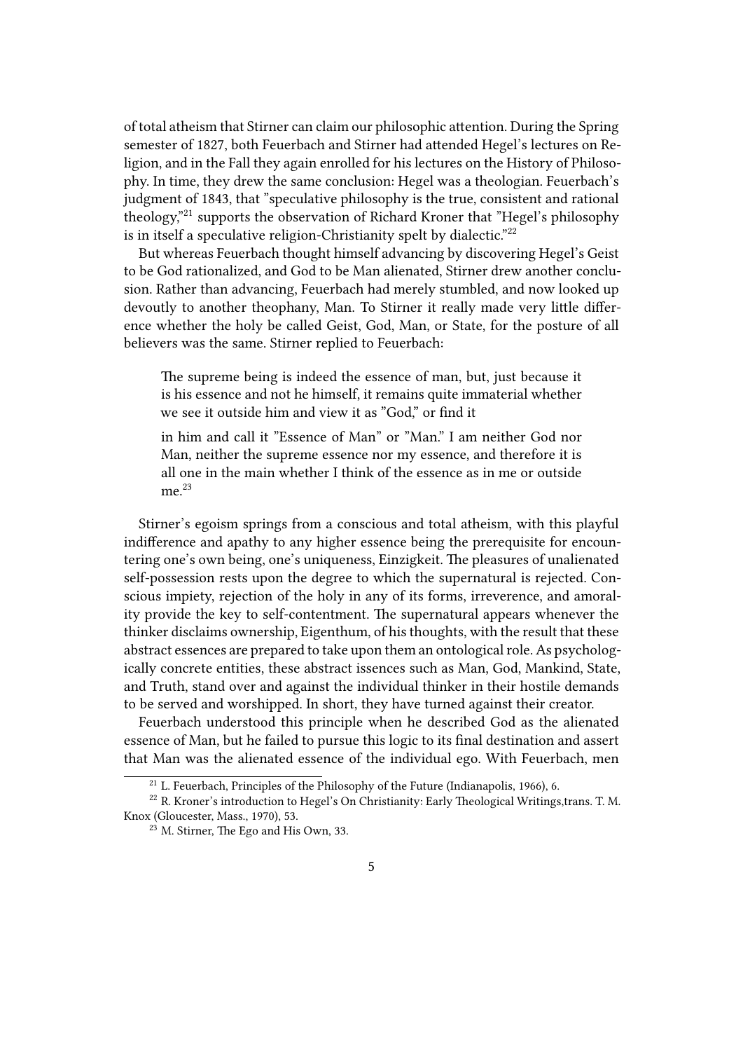of total atheism that Stirner can claim our philosophic attention. During the Spring semester of 1827, both Feuerbach and Stirner had attended Hegel's lectures on Religion, and in the Fall they again enrolled for his lectures on the History of Philosophy. In time, they drew the same conclusion: Hegel was a theologian. Feuerbach's judgment of 1843, that "speculative philosophy is the true, consistent and rational theology,"[21] supports the observation of Richard Kroner that "Hegel's philosophy is in itself a speculative religion-Christianity spelt by dialectic."[22]

But whereas Feuerbach thought himself advancing by discovering Hegel's Geist to be God rationalized, and God to be Man alienated, Stirner drew another conclusion. Rather than advancing, Feuerbach had merely stumbled, and now looked up devoutly to another theophany, Man. To Stirner it really made very little difference whether the holy be called Geist, God, Man, or State, for the posture of all believers was the same. Stirner replied to Feuerbach:

> The supreme being is indeed the essence of man, but, just because it is his essence and not he himself, it remains quite immaterial whether we see it outside him and view it as "God," or find it
>
> in him and call it "Essence of Man" or "Man." I am neither God nor Man, neither the supreme essence nor my essence, and therefore it is all one in the main whether I think of the essence as in me or outside me.[23]

Stirner's egoism springs from a conscious and total atheism, with this playful indifference and apathy to any higher essence being the prerequisite for encountering one's own being, one's uniqueness, Einzigkeit. The pleasures of unalienated self-possession rests upon the degree to which the supernatural is rejected. Conscious impiety, rejection of the holy in any of its forms, irreverence, and amorality provide the key to self-contentment. The supernatural appears whenever the thinker disclaims ownership, Eigenthum, of his thoughts, with the result that these abstract essences are prepared to take upon them an ontological role. As psychologically concrete entities, these abstract issences such as Man, God, Mankind, State, and Truth, stand over and against the individual thinker in their hostile demands to be served and worshipped. In short, they have turned against their creator.

Feuerbach understood this principle when he described God as the alienated essence of Man, but he failed to pursue this logic to its final destination and assert that Man was the alienated essence of the individual ego. With Feuerbach, men

[21] L. Feuerbach, Principles of the Philosophy of the Future (Indianapolis, 1966), 6.

[22] R. Kroner's introduction to Hegel's On Christianity: Early Theological Writings,trans. T. M. Knox (Gloucester, Mass., 1970), 53.

[23] M. Stirner, The Ego and His Own, 33.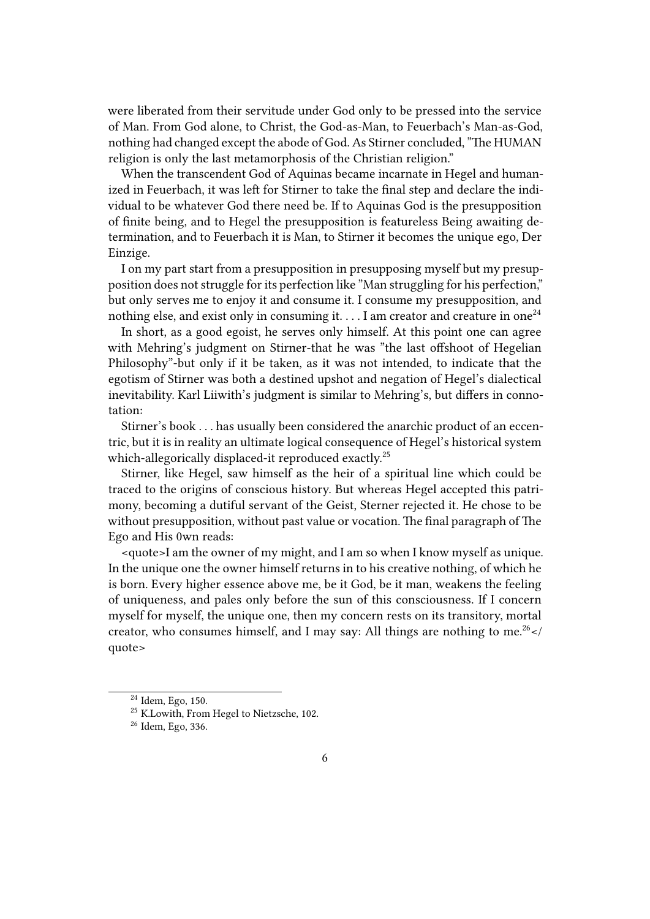were liberated from their servitude under God only to be pressed into the service of Man. From God alone, to Christ, the God-as-Man, to Feuerbach's Man-as-God, nothing had changed except the abode of God. As Stirner concluded, "The HUMAN religion is only the last metamorphosis of the Christian religion."

When the transcendent God of Aquinas became incarnate in Hegel and humanized in Feuerbach, it was left for Stirner to take the final step and declare the individual to be whatever God there need be. If to Aquinas God is the presupposition of finite being, and to Hegel the presupposition is featureless Being awaiting determination, and to Feuerbach it is Man, to Stirner it becomes the unique ego, Der Einzige.

I on my part start from a presupposition in presupposing myself but my presupposition does not struggle for its perfection like "Man struggling for his perfection," but only serves me to enjoy it and consume it. I consume my presupposition, and nothing else, and exist only in consuming it. . . . I am creator and creature in one[24]

In short, as a good egoist, he serves only himself. At this point one can agree with Mehring's judgment on Stirner-that he was "the last offshoot of Hegelian Philosophy"-but only if it be taken, as it was not intended, to indicate that the egotism of Stirner was both a destined upshot and negation of Hegel's dialectical inevitability. Karl Liiwith's judgment is similar to Mehring's, but differs in connotation:

Stirner's book . . . has usually been considered the anarchic product of an eccentric, but it is in reality an ultimate logical consequence of Hegel's historical system which-allegorically displaced-it reproduced exactly.[25]

Stirner, like Hegel, saw himself as the heir of a spiritual line which could be traced to the origins of conscious history. But whereas Hegel accepted this patrimony, becoming a dutiful servant of the Geist, Sterner rejected it. He chose to be without presupposition, without past value or vocation. The final paragraph of The Ego and His 0wn reads:

<quote>I am the owner of my might, and I am so when I know myself as unique. In the unique one the owner himself returns in to his creative nothing, of which he is born. Every higher essence above me, be it God, be it man, weakens the feeling of uniqueness, and pales only before the sun of this consciousness. If I concern myself for myself, the unique one, then my concern rests on its transitory, mortal creator, who consumes himself, and I may say: All things are nothing to me.[26]</quote>

[24] Idem, Ego, 150.

[25] K.Lowith, From Hegel to Nietzsche, 102.

[26] Idem, Ego, 336.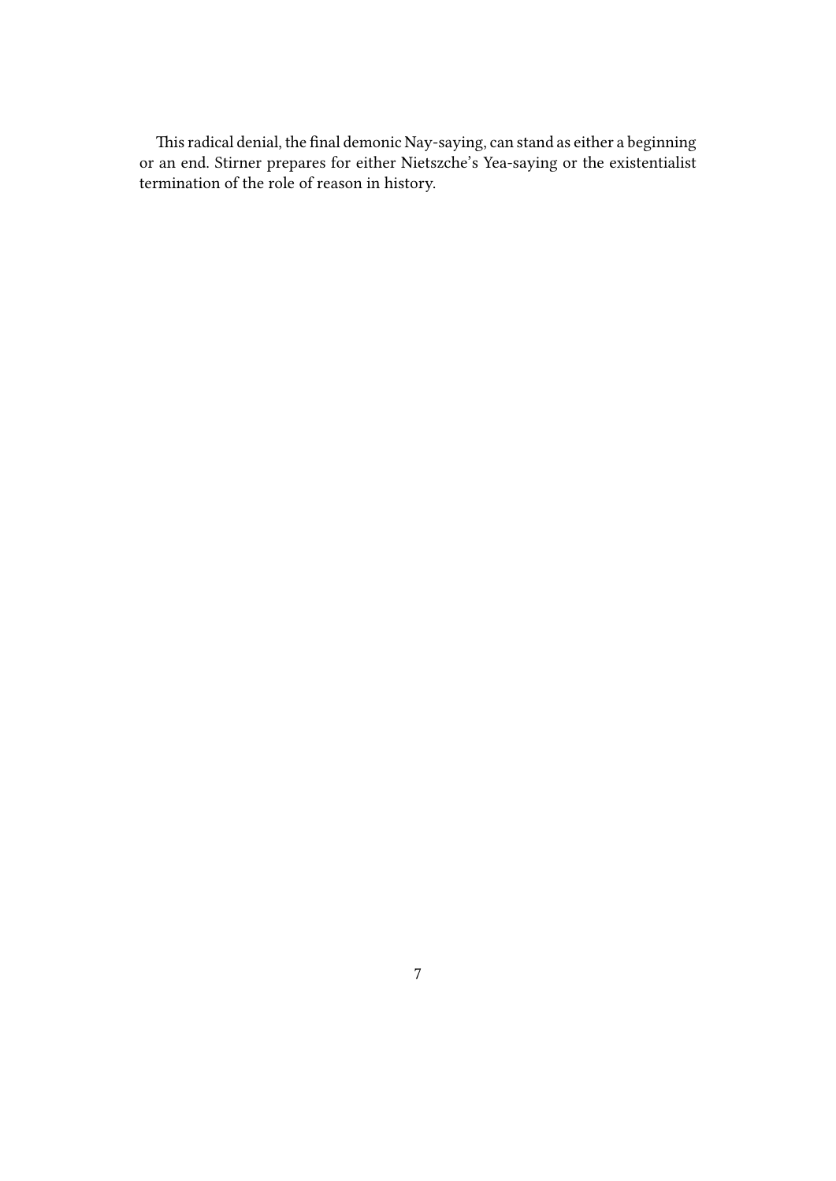This radical denial, the final demonic Nay-saying, can stand as either a beginning or an end. Stirner prepares for either Nietszche's Yea-saying or the existentialist termination of the role of reason in history.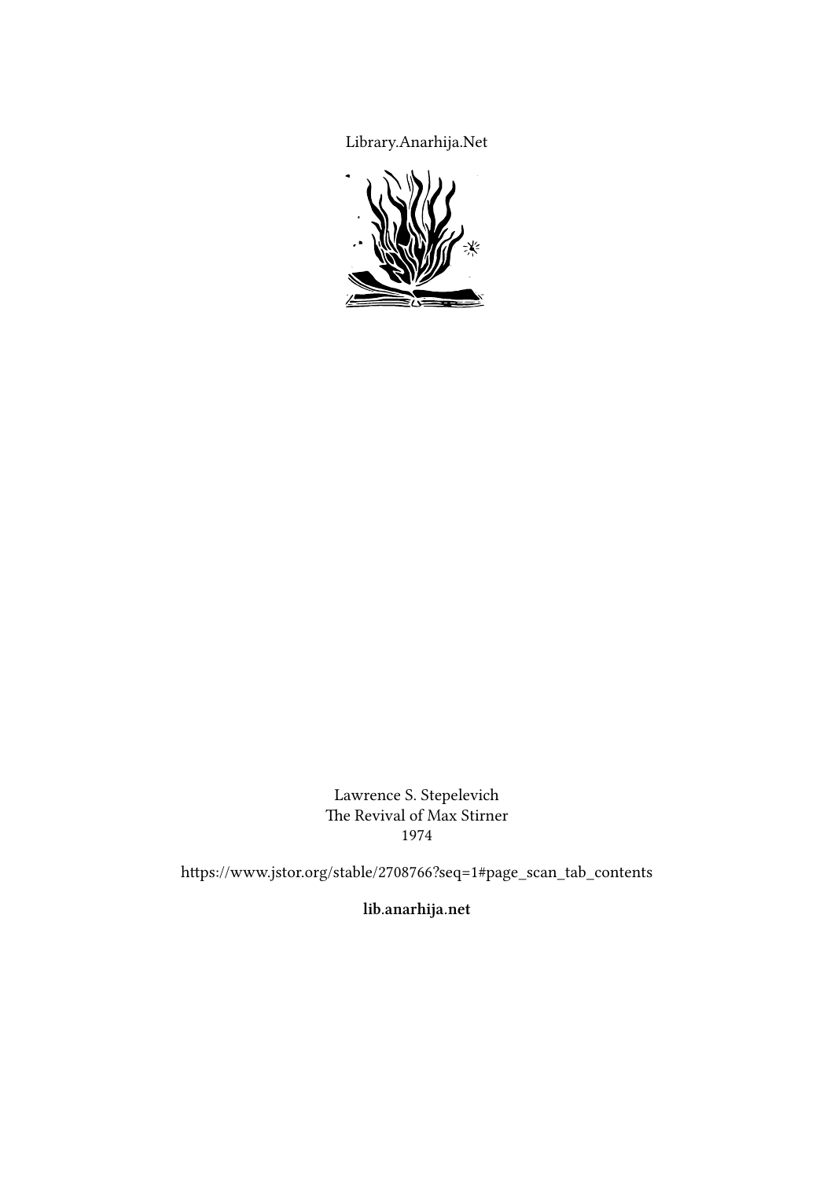Library.Anarhija.Net

Lawrence S. Stepelevich
The Revival of Max Stirner
1974

https://www.jstor.org/stable/2708766?seq=1#page_scan_tab_contents

**lib.anarhija.net**